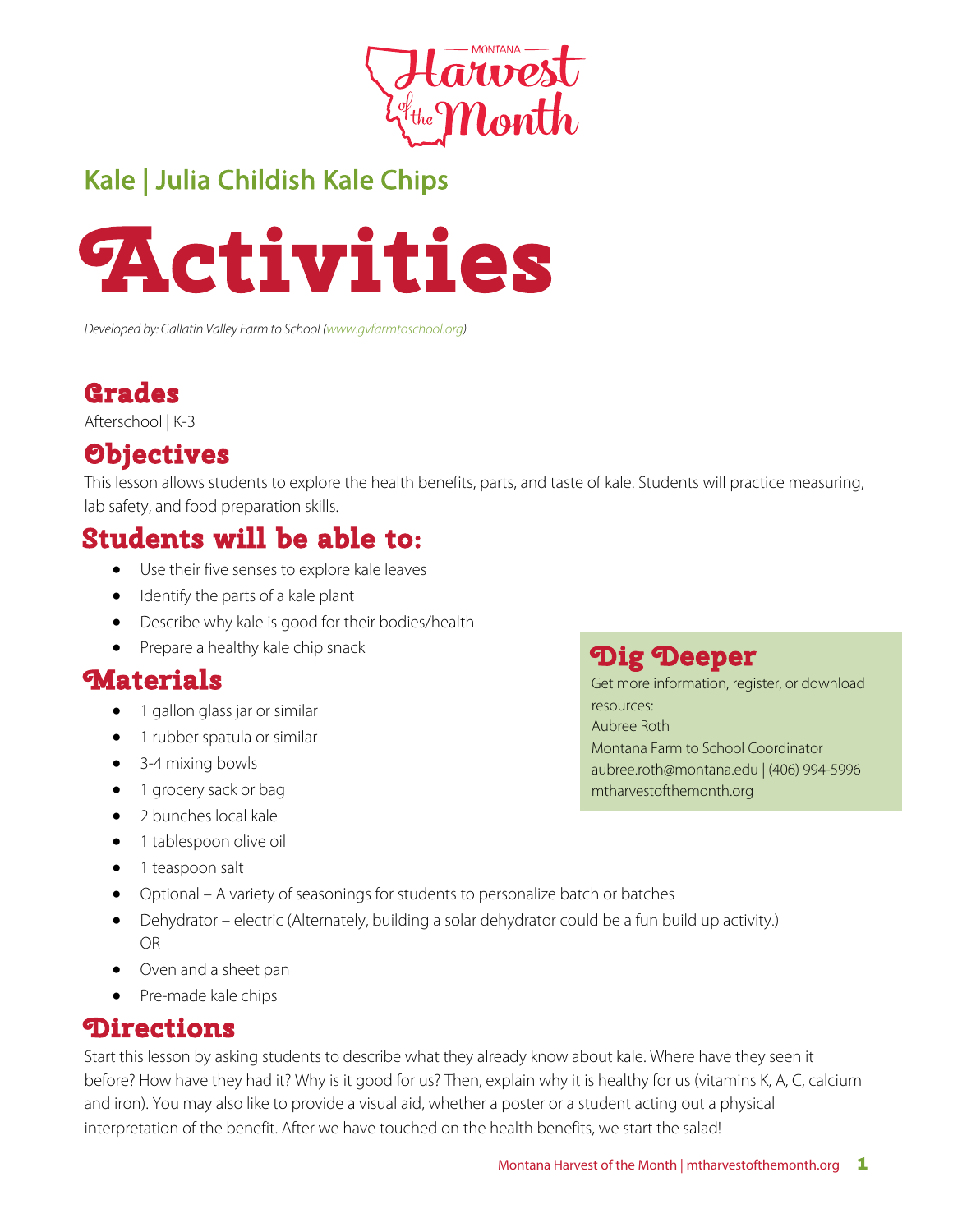Montana Harvest of the Month

## Kale | Julia Childish Kale Chips

# Activities

*Developed by: Gallatin Valley Farm to School (www.gvfarmtoschool.org)*

## Grades

Afterschool | K-3

## Objectives

This lesson allows students to explore the health benefits, parts, and taste of kale. Students will practice measuring, lab safety, and food preparation skills.

## Students will be able to:

- Use their five senses to explore kale leaves
- Identify the parts of a kale plant
- Describe why kale is good for their bodies/health
- Prepare a healthy kale chip snack

## Materials

- 1 gallon glass jar or similar
- 1 rubber spatula or similar
- 3-4 mixing bowls
- 1 grocery sack or bag
- 2 bunches local kale
- 1 tablespoon olive oil
- 1 teaspoon salt
- Optional – A variety of seasonings for students to personalize batch or batches
- Dehydrator – electric (Alternately, building a solar dehydrator could be a fun build up activity.) OR
- Oven and a sheet pan
- Pre-made kale chips

## Dig Deeper

Get more information, register, or download resources:
Aubree Roth
Montana Farm to School Coordinator
aubree.roth@montana.edu | (406) 994-5996
mtharvestofthemonth.org

## Directions

Start this lesson by asking students to describe what they already know about kale. Where have they seen it before? How have they had it? Why is it good for us? Then, explain why it is healthy for us (vitamins K, A, C, calcium and iron). You may also like to provide a visual aid, whether a poster or a student acting out a physical interpretation of the benefit. After we have touched on the health benefits, we start the salad!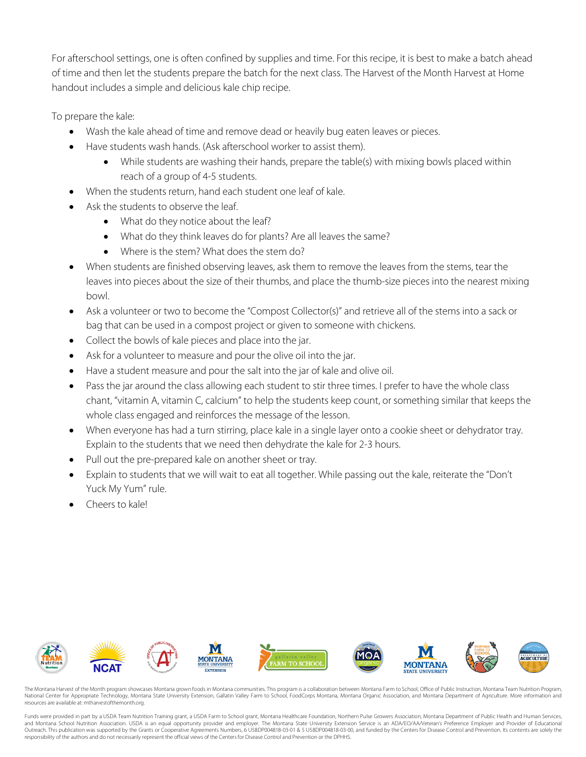For afterschool settings, one is often confined by supplies and time. For this recipe, it is best to make a batch ahead of time and then let the students prepare the batch for the next class. The Harvest of the Month Harvest at Home handout includes a simple and delicious kale chip recipe.

To prepare the kale:

- Wash the kale ahead of time and remove dead or heavily bug eaten leaves or pieces.
- Have students wash hands. (Ask afterschool worker to assist them).
  - While students are washing their hands, prepare the table(s) with mixing bowls placed within reach of a group of 4-5 students.
- When the students return, hand each student one leaf of kale.
- Ask the students to observe the leaf.
  - What do they notice about the leaf?
  - What do they think leaves do for plants? Are all leaves the same?
  - Where is the stem? What does the stem do?
- When students are finished observing leaves, ask them to remove the leaves from the stems, tear the leaves into pieces about the size of their thumbs, and place the thumb-size pieces into the nearest mixing bowl.
- Ask a volunteer or two to become the "Compost Collector(s)" and retrieve all of the stems into a sack or bag that can be used in a compost project or given to someone with chickens.
- Collect the bowls of kale pieces and place into the jar.
- Ask for a volunteer to measure and pour the olive oil into the jar.
- Have a student measure and pour the salt into the jar of kale and olive oil.
- Pass the jar around the class allowing each student to stir three times. I prefer to have the whole class chant, "vitamin A, vitamin C, calcium" to help the students keep count, or something similar that keeps the whole class engaged and reinforces the message of the lesson.
- When everyone has had a turn stirring, place kale in a single layer onto a cookie sheet or dehydrator tray. Explain to the students that we need then dehydrate the kale for 2-3 hours.
- Pull out the pre-prepared kale on another sheet or tray.
- Explain to students that we will wait to eat all together. While passing out the kale, reiterate the "Don't Yuck My Yum" rule.
- Cheers to kale!

The Montana Harvest of the Month program showcases Montana grown foods in Montana communities. This program is a collaboration between Montana Farm to School, Office of Public Instruction, Montana Team Nutrition Program, National Center for Appropriate Technology, Montana State University Extension, Gallatin Valley Farm to School, FoodCorps Montana, Montana Organic Association, and Montana Department of Agriculture. More information and resources are available at: mtharvestofthemonth.org.

Funds were provided in part by a USDA Team Nutrition Training grant, a USDA Farm to School grant, Montana Healthcare Foundation, Northern Pulse Growers Association, Montana Department of Public Health and Human Services, and Montana School Nutrition Association. USDA is an equal opportunity provider and employer. The Montana State University Extension Service is an ADA/EO/AA/Veteran's Preference Employer and Provider of Educational Outreach. This publication was supported by the Grants or Cooperative Agreements Numbers, 6 U58DP004818-03-01 & 5 U58DP004818-03-00, and funded by the Centers for Disease Control and Prevention. Its contents are solely the responsibility of the authors and do not necessarily represent the official views of the Centers for Disease Control and Prevention or the DPHHS.